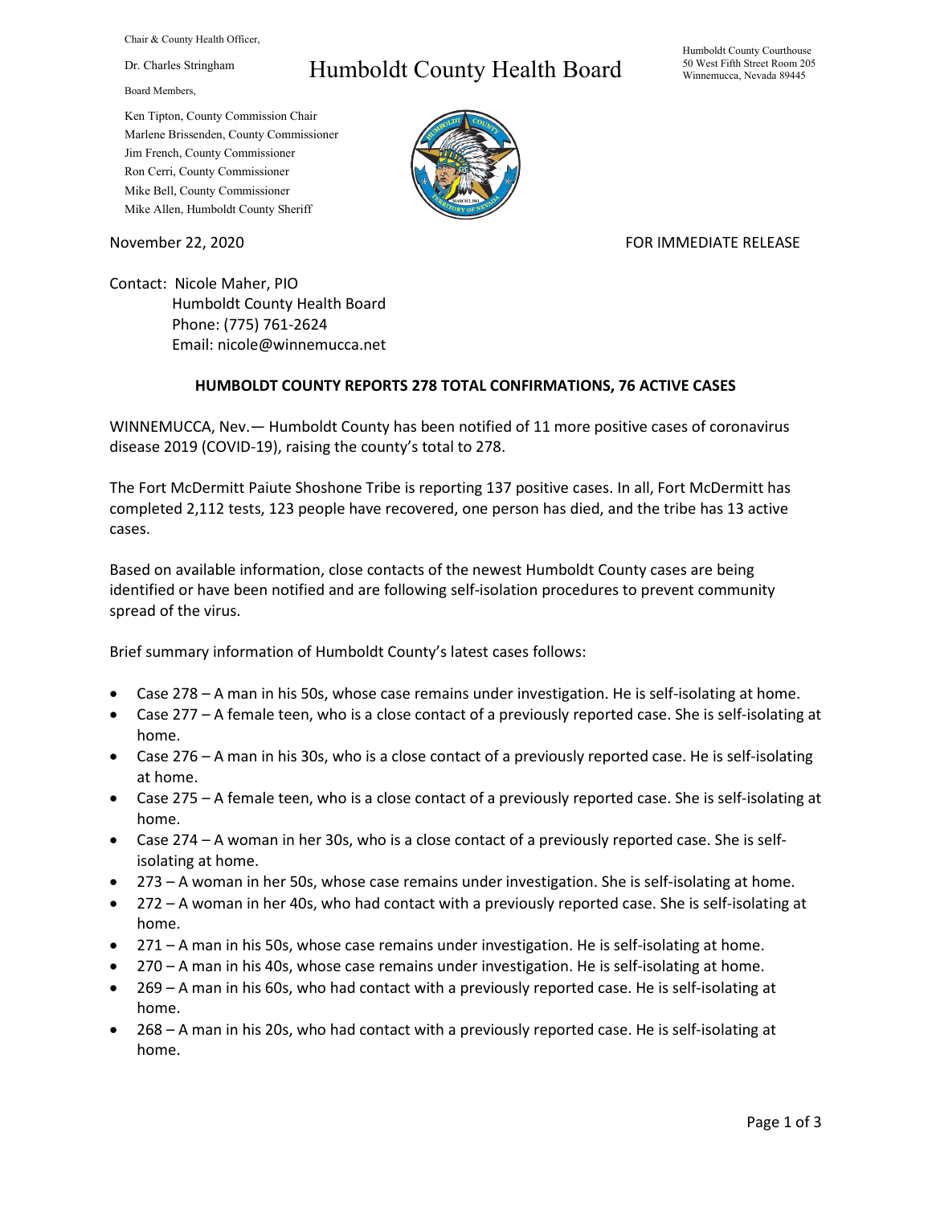Chair & County Health Officer,

Dr. Charles Stringham

Board Members,

Ken Tipton, County Commission Chair
Marlene Brissenden, County Commissioner
Jim French, County Commissioner
Ron Cerri, County Commissioner
Mike Bell, County Commissioner
Mike Allen, Humboldt County Sheriff

# Humboldt County Health Board

Humboldt County Courthouse
50 West Fifth Street Room 205
Winnemucca, Nevada 89445

November 22, 2020

FOR IMMEDIATE RELEASE

Contact: Nicole Maher, PIO
Humboldt County Health Board
Phone: (775) 761-2624
Email: nicole@winnemucca.net

**HUMBOLDT COUNTY REPORTS 278 TOTAL CONFIRMATIONS, 76 ACTIVE CASES**

WINNEMUCCA, Nev.— Humboldt County has been notified of 11 more positive cases of coronavirus disease 2019 (COVID-19), raising the county's total to 278.

The Fort McDermitt Paiute Shoshone Tribe is reporting 137 positive cases. In all, Fort McDermitt has completed 2,112 tests, 123 people have recovered, one person has died, and the tribe has 13 active cases.

Based on available information, close contacts of the newest Humboldt County cases are being identified or have been notified and are following self-isolation procedures to prevent community spread of the virus.

Brief summary information of Humboldt County's latest cases follows:

- Case 278 – A man in his 50s, whose case remains under investigation. He is self-isolating at home.
- Case 277 – A female teen, who is a close contact of a previously reported case. She is self-isolating at home.
- Case 276 – A man in his 30s, who is a close contact of a previously reported case. He is self-isolating at home.
- Case 275 – A female teen, who is a close contact of a previously reported case. She is self-isolating at home.
- Case 274 – A woman in her 30s, who is a close contact of a previously reported case. She is self-isolating at home.
- 273 – A woman in her 50s, whose case remains under investigation. She is self-isolating at home.
- 272 – A woman in her 40s, who had contact with a previously reported case. She is self-isolating at home.
- 271 – A man in his 50s, whose case remains under investigation. He is self-isolating at home.
- 270 – A man in his 40s, whose case remains under investigation. He is self-isolating at home.
- 269 – A man in his 60s, who had contact with a previously reported case. He is self-isolating at home.
- 268 – A man in his 20s, who had contact with a previously reported case. He is self-isolating at home.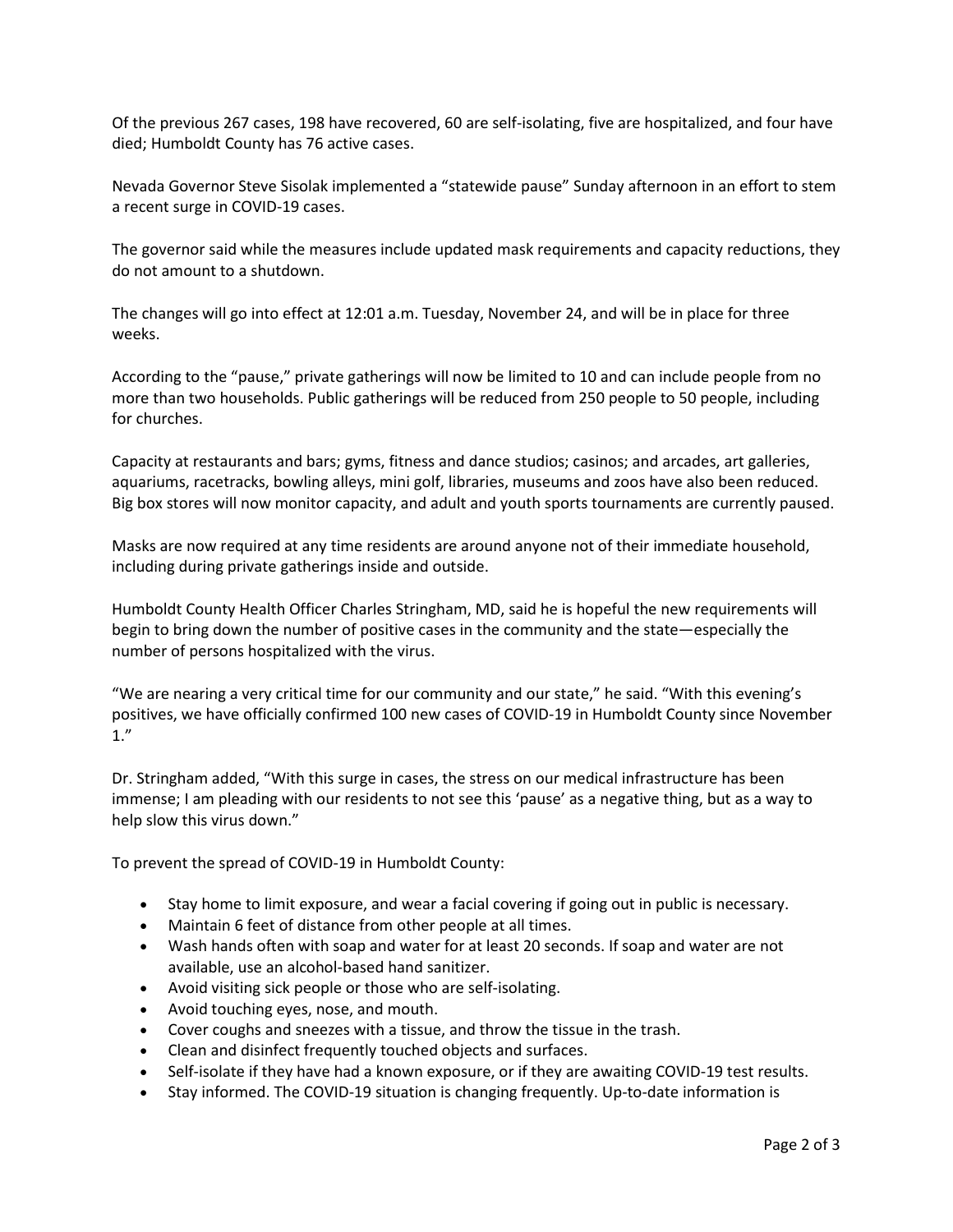Of the previous 267 cases, 198 have recovered, 60 are self-isolating, five are hospitalized, and four have died; Humboldt County has 76 active cases.

Nevada Governor Steve Sisolak implemented a "statewide pause" Sunday afternoon in an effort to stem a recent surge in COVID-19 cases.

The governor said while the measures include updated mask requirements and capacity reductions, they do not amount to a shutdown.

The changes will go into effect at 12:01 a.m. Tuesday, November 24, and will be in place for three weeks.

According to the "pause," private gatherings will now be limited to 10 and can include people from no more than two households. Public gatherings will be reduced from 250 people to 50 people, including for churches.

Capacity at restaurants and bars; gyms, fitness and dance studios; casinos; and arcades, art galleries, aquariums, racetracks, bowling alleys, mini golf, libraries, museums and zoos have also been reduced. Big box stores will now monitor capacity, and adult and youth sports tournaments are currently paused.

Masks are now required at any time residents are around anyone not of their immediate household, including during private gatherings inside and outside.

Humboldt County Health Officer Charles Stringham, MD, said he is hopeful the new requirements will begin to bring down the number of positive cases in the community and the state—especially the number of persons hospitalized with the virus.

"We are nearing a very critical time for our community and our state," he said. "With this evening's positives, we have officially confirmed 100 new cases of COVID-19 in Humboldt County since November 1."

Dr. Stringham added, "With this surge in cases, the stress on our medical infrastructure has been immense; I am pleading with our residents to not see this 'pause' as a negative thing, but as a way to help slow this virus down."

To prevent the spread of COVID-19 in Humboldt County:

- Stay home to limit exposure, and wear a facial covering if going out in public is necessary.
- Maintain 6 feet of distance from other people at all times.
- Wash hands often with soap and water for at least 20 seconds. If soap and water are not available, use an alcohol-based hand sanitizer.
- Avoid visiting sick people or those who are self-isolating.
- Avoid touching eyes, nose, and mouth.
- Cover coughs and sneezes with a tissue, and throw the tissue in the trash.
- Clean and disinfect frequently touched objects and surfaces.
- Self-isolate if they have had a known exposure, or if they are awaiting COVID-19 test results.
- Stay informed. The COVID-19 situation is changing frequently. Up-to-date information is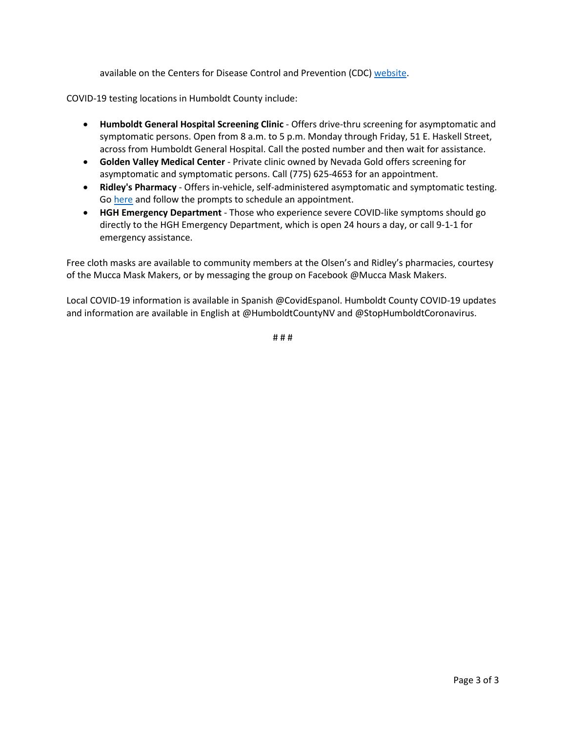available on the Centers for Disease Control and Prevention (CDC) website.

COVID-19 testing locations in Humboldt County include:

- **Humboldt General Hospital Screening Clinic** - Offers drive-thru screening for asymptomatic and symptomatic persons. Open from 8 a.m. to 5 p.m. Monday through Friday, 51 E. Haskell Street, across from Humboldt General Hospital. Call the posted number and then wait for assistance.
- **Golden Valley Medical Center** - Private clinic owned by Nevada Gold offers screening for asymptomatic and symptomatic persons. Call (775) 625-4653 for an appointment.
- **Ridley's Pharmacy** - Offers in-vehicle, self-administered asymptomatic and symptomatic testing. Go here and follow the prompts to schedule an appointment.
- **HGH Emergency Department** - Those who experience severe COVID-like symptoms should go directly to the HGH Emergency Department, which is open 24 hours a day, or call 9-1-1 for emergency assistance.

Free cloth masks are available to community members at the Olsen's and Ridley's pharmacies, courtesy of the Mucca Mask Makers, or by messaging the group on Facebook @Mucca Mask Makers.

Local COVID-19 information is available in Spanish @CovidEspanol. Humboldt County COVID-19 updates and information are available in English at @HumboldtCountyNV and @StopHumboldtCoronavirus.

# # #